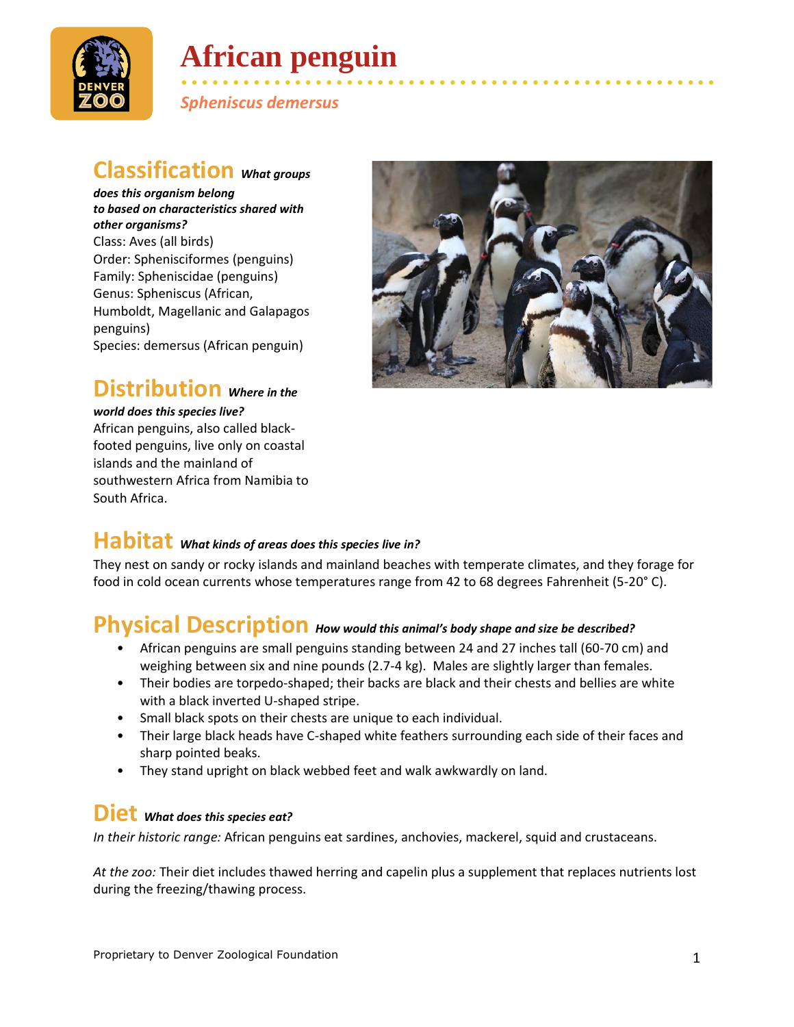# African penguin

*Spheniscus demersus*

## Classification *What groups does this organism belong to based on characteristics shared with other organisms?*

Class: Aves (all birds)
Order: Sphenisciformes (penguins)
Family: Spheniscidae (penguins)
Genus: Spheniscus (African, Humboldt, Magellanic and Galapagos penguins)
Species: demersus (African penguin)

## Distribution *Where in the world does this species live?*

African penguins, also called black-footed penguins, live only on coastal islands and the mainland of southwestern Africa from Namibia to South Africa.

## Habitat *What kinds of areas does this species live in?*

They nest on sandy or rocky islands and mainland beaches with temperate climates, and they forage for food in cold ocean currents whose temperatures range from 42 to 68 degrees Fahrenheit (5-20° C).

## Physical Description *How would this animal's body shape and size be described?*

- African penguins are small penguins standing between 24 and 27 inches tall (60-70 cm) and weighing between six and nine pounds (2.7-4 kg). Males are slightly larger than females.
- Their bodies are torpedo-shaped; their backs are black and their chests and bellies are white with a black inverted U-shaped stripe.
- Small black spots on their chests are unique to each individual.
- Their large black heads have C-shaped white feathers surrounding each side of their faces and sharp pointed beaks.
- They stand upright on black webbed feet and walk awkwardly on land.

## Diet *What does this species eat?*

*In their historic range:* African penguins eat sardines, anchovies, mackerel, squid and crustaceans.

*At the zoo:* Their diet includes thawed herring and capelin plus a supplement that replaces nutrients lost during the freezing/thawing process.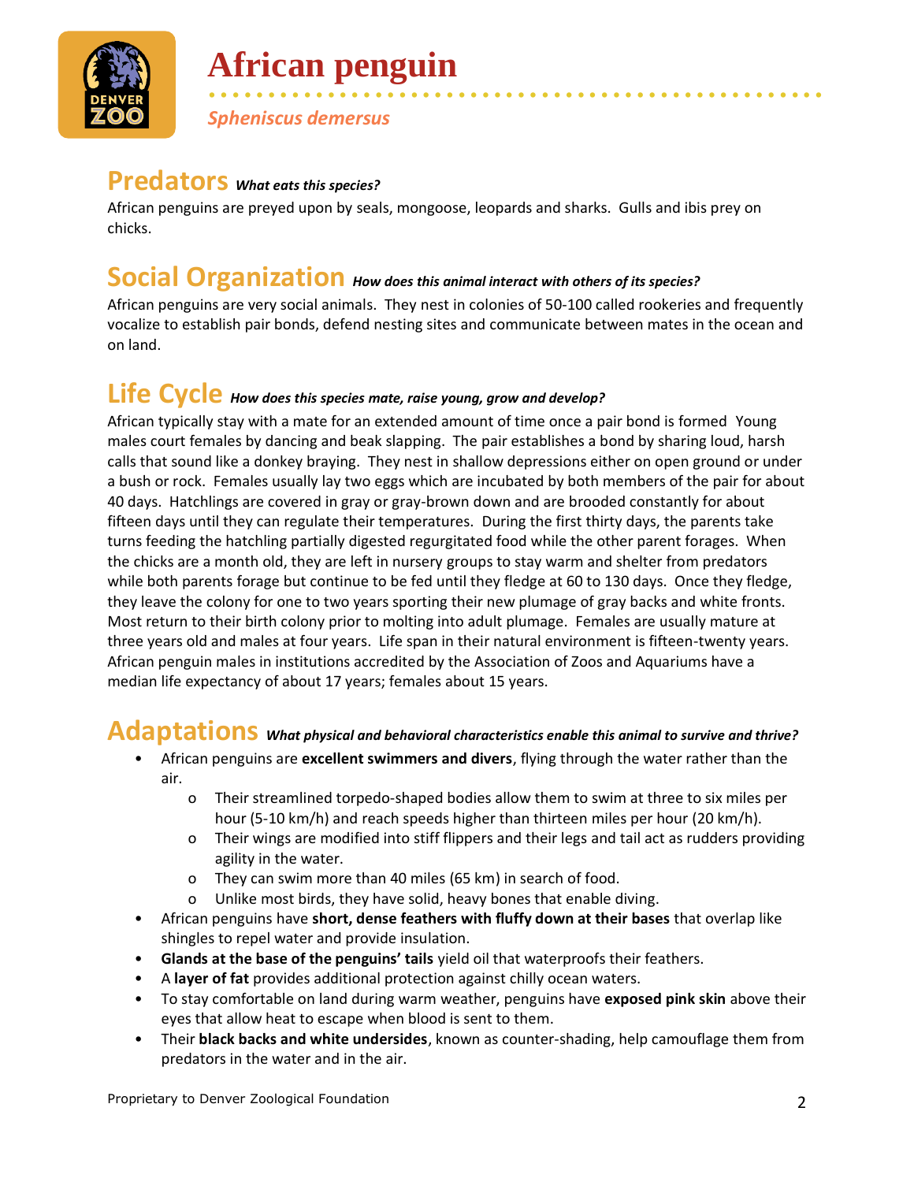# African penguin

*Spheniscus demersus*

## Predators *What eats this species?*

African penguins are preyed upon by seals, mongoose, leopards and sharks. Gulls and ibis prey on chicks.

## Social Organization *How does this animal interact with others of its species?*

African penguins are very social animals. They nest in colonies of 50-100 called rookeries and frequently vocalize to establish pair bonds, defend nesting sites and communicate between mates in the ocean and on land.

## Life Cycle *How does this species mate, raise young, grow and develop?*

African typically stay with a mate for an extended amount of time once a pair bond is formed Young males court females by dancing and beak slapping. The pair establishes a bond by sharing loud, harsh calls that sound like a donkey braying. They nest in shallow depressions either on open ground or under a bush or rock. Females usually lay two eggs which are incubated by both members of the pair for about 40 days. Hatchlings are covered in gray or gray-brown down and are brooded constantly for about fifteen days until they can regulate their temperatures. During the first thirty days, the parents take turns feeding the hatchling partially digested regurgitated food while the other parent forages. When the chicks are a month old, they are left in nursery groups to stay warm and shelter from predators while both parents forage but continue to be fed until they fledge at 60 to 130 days. Once they fledge, they leave the colony for one to two years sporting their new plumage of gray backs and white fronts. Most return to their birth colony prior to molting into adult plumage. Females are usually mature at three years old and males at four years. Life span in their natural environment is fifteen-twenty years. African penguin males in institutions accredited by the Association of Zoos and Aquariums have a median life expectancy of about 17 years; females about 15 years.

## Adaptations *What physical and behavioral characteristics enable this animal to survive and thrive?*

- African penguins are **excellent swimmers and divers**, flying through the water rather than the air.
    - Their streamlined torpedo-shaped bodies allow them to swim at three to six miles per hour (5-10 km/h) and reach speeds higher than thirteen miles per hour (20 km/h).
    - Their wings are modified into stiff flippers and their legs and tail act as rudders providing agility in the water.
    - They can swim more than 40 miles (65 km) in search of food.
    - Unlike most birds, they have solid, heavy bones that enable diving.
- African penguins have **short, dense feathers with fluffy down at their bases** that overlap like shingles to repel water and provide insulation.
- **Glands at the base of the penguins' tails** yield oil that waterproofs their feathers.
- A **layer of fat** provides additional protection against chilly ocean waters.
- To stay comfortable on land during warm weather, penguins have **exposed pink skin** above their eyes that allow heat to escape when blood is sent to them.
- Their **black backs and white undersides**, known as counter-shading, help camouflage them from predators in the water and in the air.

Proprietary to Denver Zoological Foundation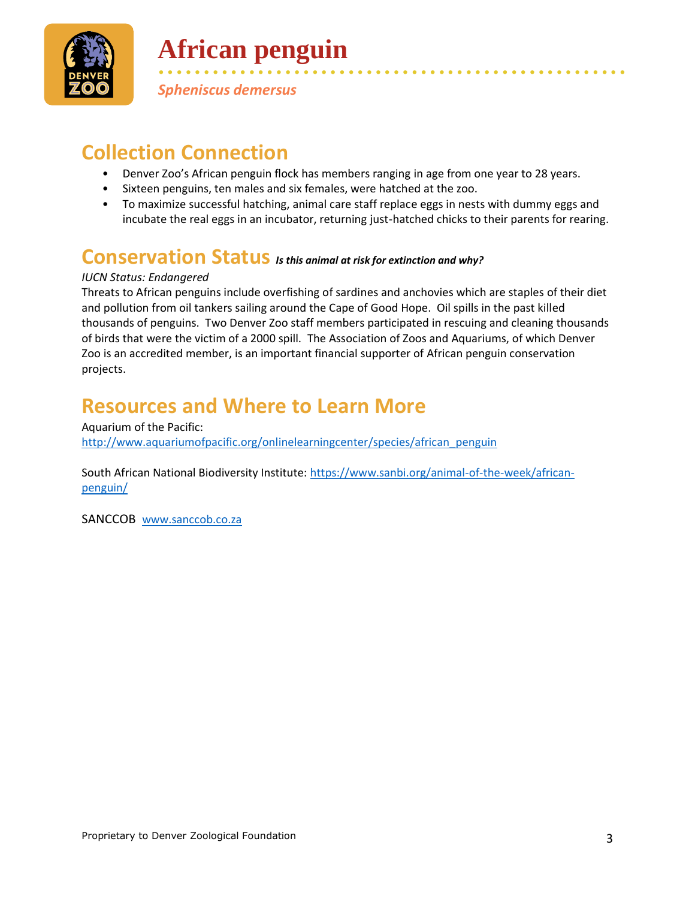# African penguin

*Spheniscus demersus*

## Collection Connection

- Denver Zoo's African penguin flock has members ranging in age from one year to 28 years.
- Sixteen penguins, ten males and six females, were hatched at the zoo.
- To maximize successful hatching, animal care staff replace eggs in nests with dummy eggs and incubate the real eggs in an incubator, returning just-hatched chicks to their parents for rearing.

## Conservation Status ***Is this animal at risk for extinction and why?***

*IUCN Status: Endangered*

Threats to African penguins include overfishing of sardines and anchovies which are staples of their diet and pollution from oil tankers sailing around the Cape of Good Hope. Oil spills in the past killed thousands of penguins. Two Denver Zoo staff members participated in rescuing and cleaning thousands of birds that were the victim of a 2000 spill. The Association of Zoos and Aquariums, of which Denver Zoo is an accredited member, is an important financial supporter of African penguin conservation projects.

## Resources and Where to Learn More

Aquarium of the Pacific:
[http://www.aquariumofpacific.org/onlinelearningcenter/species/african_penguin](http://www.aquariumofpacific.org/onlinelearningcenter/species/african_penguin)

South African National Biodiversity Institute: [https://www.sanbi.org/animal-of-the-week/african-penguin/](https://www.sanbi.org/animal-of-the-week/african-penguin/)

SANCCOB [www.sanccob.co.za](http://www.sanccob.co.za)

Proprietary to Denver Zoological Foundation